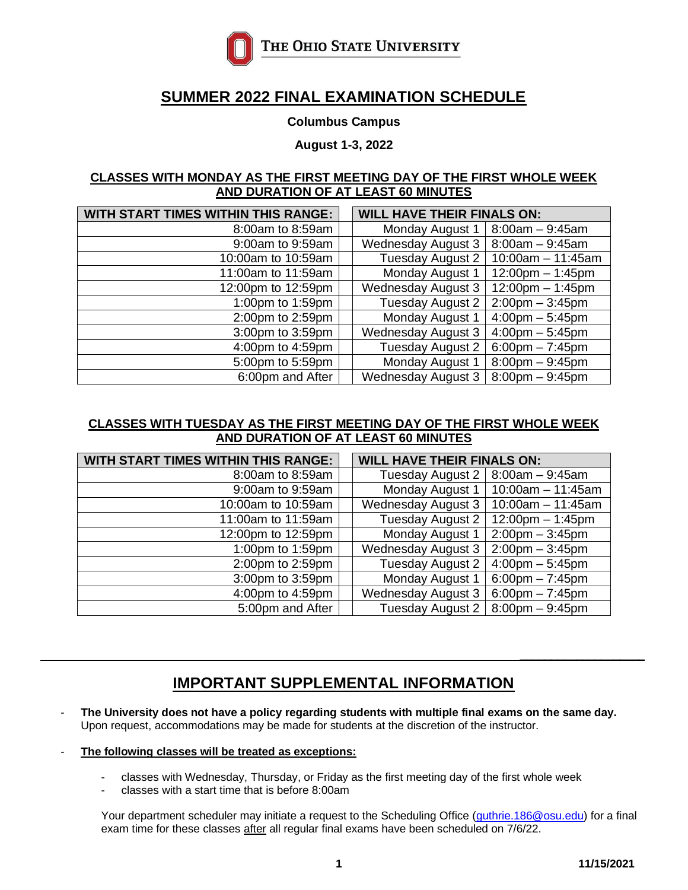THE OHIO STATE UNIVERSITY

# SUMMER 2022 FINAL EXAMINATION SCHEDULE

**Columbus Campus**

**August 1-3, 2022**

### CLASSES WITH MONDAY AS THE FIRST MEETING DAY OF THE FIRST WHOLE WEEK AND DURATION OF AT LEAST 60 MINUTES

| WITH START TIMES WITHIN THIS RANGE: | WILL HAVE THEIR FINALS ON: | |
|---|---|---|
| 8:00am to 8:59am | Monday August 1 | 8:00am – 9:45am |
| 9:00am to 9:59am | Wednesday August 3 | 8:00am – 9:45am |
| 10:00am to 10:59am | Tuesday August 2 | 10:00am – 11:45am |
| 11:00am to 11:59am | Monday August 1 | 12:00pm – 1:45pm |
| 12:00pm to 12:59pm | Wednesday August 3 | 12:00pm – 1:45pm |
| 1:00pm to 1:59pm | Tuesday August 2 | 2:00pm – 3:45pm |
| 2:00pm to 2:59pm | Monday August 1 | 4:00pm – 5:45pm |
| 3:00pm to 3:59pm | Wednesday August 3 | 4:00pm – 5:45pm |
| 4:00pm to 4:59pm | Tuesday August 2 | 6:00pm – 7:45pm |
| 5:00pm to 5:59pm | Monday August 1 | 8:00pm – 9:45pm |
| 6:00pm and After | Wednesday August 3 | 8:00pm – 9:45pm |

### CLASSES WITH TUESDAY AS THE FIRST MEETING DAY OF THE FIRST WHOLE WEEK AND DURATION OF AT LEAST 60 MINUTES

| WITH START TIMES WITHIN THIS RANGE: | WILL HAVE THEIR FINALS ON: | |
|---|---|---|
| 8:00am to 8:59am | Tuesday August 2 | 8:00am – 9:45am |
| 9:00am to 9:59am | Monday August 1 | 10:00am – 11:45am |
| 10:00am to 10:59am | Wednesday August 3 | 10:00am – 11:45am |
| 11:00am to 11:59am | Tuesday August 2 | 12:00pm – 1:45pm |
| 12:00pm to 12:59pm | Monday August 1 | 2:00pm – 3:45pm |
| 1:00pm to 1:59pm | Wednesday August 3 | 2:00pm – 3:45pm |
| 2:00pm to 2:59pm | Tuesday August 2 | 4:00pm – 5:45pm |
| 3:00pm to 3:59pm | Monday August 1 | 6:00pm – 7:45pm |
| 4:00pm to 4:59pm | Wednesday August 3 | 6:00pm – 7:45pm |
| 5:00pm and After | Tuesday August 2 | 8:00pm – 9:45pm |

## IMPORTANT SUPPLEMENTAL INFORMATION

- **The University does not have a policy regarding students with multiple final exams on the same day.** Upon request, accommodations may be made for students at the discretion of the instructor.

- **The following classes will be treated as exceptions:**

    - classes with Wednesday, Thursday, or Friday as the first meeting day of the first whole week
    - classes with a start time that is before 8:00am

    Your department scheduler may initiate a request to the Scheduling Office (guthrie.186@osu.edu) for a final exam time for these classes after all regular final exams have been scheduled on 7/6/22.

11/15/2021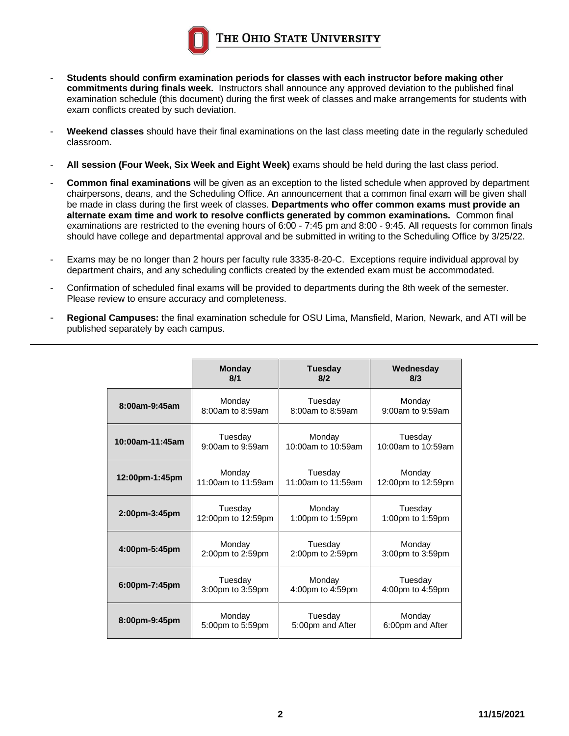- **Students should confirm examination periods for classes with each instructor before making other commitments during finals week.** Instructors shall announce any approved deviation to the published final examination schedule (this document) during the first week of classes and make arrangements for students with exam conflicts created by such deviation.

- **Weekend classes** should have their final examinations on the last class meeting date in the regularly scheduled classroom.

- **All session (Four Week, Six Week and Eight Week)** exams should be held during the last class period.

- **Common final examinations** will be given as an exception to the listed schedule when approved by department chairpersons, deans, and the Scheduling Office. An announcement that a common final exam will be given shall be made in class during the first week of classes. **Departments who offer common exams must provide an alternate exam time and work to resolve conflicts generated by common examinations.** Common final examinations are restricted to the evening hours of 6:00 - 7:45 pm and 8:00 - 9:45. All requests for common finals should have college and departmental approval and be submitted in writing to the Scheduling Office by 3/25/22.

- Exams may be no longer than 2 hours per faculty rule 3335-8-20-C. Exceptions require individual approval by department chairs, and any scheduling conflicts created by the extended exam must be accommodated.

- Confirmation of scheduled final exams will be provided to departments during the 8th week of the semester. Please review to ensure accuracy and completeness.

- **Regional Campuses:** the final examination schedule for OSU Lima, Mansfield, Marion, Newark, and ATI will be published separately by each campus.

---

| | **Monday 8/1** | **Tuesday 8/2** | **Wednesday 8/3** |
|---|---|---|---|
| **8:00am-9:45am** | Monday 8:00am to 8:59am | Tuesday 8:00am to 8:59am | Monday 9:00am to 9:59am |
| **10:00am-11:45am** | Tuesday 9:00am to 9:59am | Monday 10:00am to 10:59am | Tuesday 10:00am to 10:59am |
| **12:00pm-1:45pm** | Monday 11:00am to 11:59am | Tuesday 11:00am to 11:59am | Monday 12:00pm to 12:59pm |
| **2:00pm-3:45pm** | Tuesday 12:00pm to 12:59pm | Monday 1:00pm to 1:59pm | Tuesday 1:00pm to 1:59pm |
| **4:00pm-5:45pm** | Monday 2:00pm to 2:59pm | Tuesday 2:00pm to 2:59pm | Monday 3:00pm to 3:59pm |
| **6:00pm-7:45pm** | Tuesday 3:00pm to 3:59pm | Monday 4:00pm to 4:59pm | Tuesday 4:00pm to 4:59pm |
| **8:00pm-9:45pm** | Monday 5:00pm to 5:59pm | Tuesday 5:00pm and After | Monday 6:00pm and After |